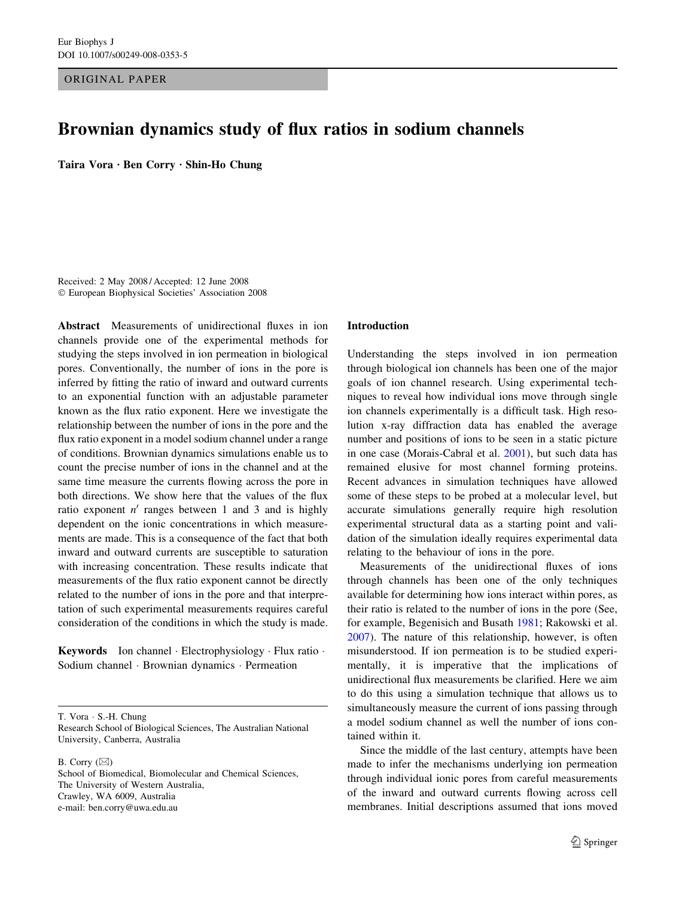ORIGINAL PAPER

# Brownian dynamics study of flux ratios in sodium channels

**Taira Vora · Ben Corry · Shin-Ho Chung**

Received: 2 May 2008 / Accepted: 12 June 2008
© European Biophysical Societies' Association 2008

**Abstract** Measurements of unidirectional fluxes in ion channels provide one of the experimental methods for studying the steps involved in ion permeation in biological pores. Conventionally, the number of ions in the pore is inferred by fitting the ratio of inward and outward currents to an exponential function with an adjustable parameter known as the flux ratio exponent. Here we investigate the relationship between the number of ions in the pore and the flux ratio exponent in a model sodium channel under a range of conditions. Brownian dynamics simulations enable us to count the precise number of ions in the channel and at the same time measure the currents flowing across the pore in both directions. We show here that the values of the flux ratio exponent $n'$ ranges between 1 and 3 and is highly dependent on the ionic concentrations in which measurements are made. This is a consequence of the fact that both inward and outward currents are susceptible to saturation with increasing concentration. These results indicate that measurements of the flux ratio exponent cannot be directly related to the number of ions in the pore and that interpretation of such experimental measurements requires careful consideration of the conditions in which the study is made.

**Keywords** Ion channel · Electrophysiology · Flux ratio · Sodium channel · Brownian dynamics · Permeation

T. Vora · S.-H. Chung
Research School of Biological Sciences, The Australian National University, Canberra, Australia

B. Corry (✉)
School of Biomedical, Biomolecular and Chemical Sciences, The University of Western Australia, Crawley, WA 6009, Australia
e-mail: ben.corry@uwa.edu.au

## Introduction

Understanding the steps involved in ion permeation through biological ion channels has been one of the major goals of ion channel research. Using experimental techniques to reveal how individual ions move through single ion channels experimentally is a difficult task. High resolution x-ray diffraction data has enabled the average number and positions of ions to be seen in a static picture in one case (Morais-Cabral et al. 2001), but such data has remained elusive for most channel forming proteins. Recent advances in simulation techniques have allowed some of these steps to be probed at a molecular level, but accurate simulations generally require high resolution experimental structural data as a starting point and validation of the simulation ideally requires experimental data relating to the behaviour of ions in the pore.

Measurements of the unidirectional fluxes of ions through channels has been one of the only techniques available for determining how ions interact within pores, as their ratio is related to the number of ions in the pore (See, for example, Begenisich and Busath 1981; Rakowski et al. 2007). The nature of this relationship, however, is often misunderstood. If ion permeation is to be studied experimentally, it is imperative that the implications of unidirectional flux measurements be clarified. Here we aim to do this using a simulation technique that allows us to simultaneously measure the current of ions passing through a model sodium channel as well the number of ions contained within it.

Since the middle of the last century, attempts have been made to infer the mechanisms underlying ion permeation through individual ionic pores from careful measurements of the inward and outward currents flowing across cell membranes. Initial descriptions assumed that ions moved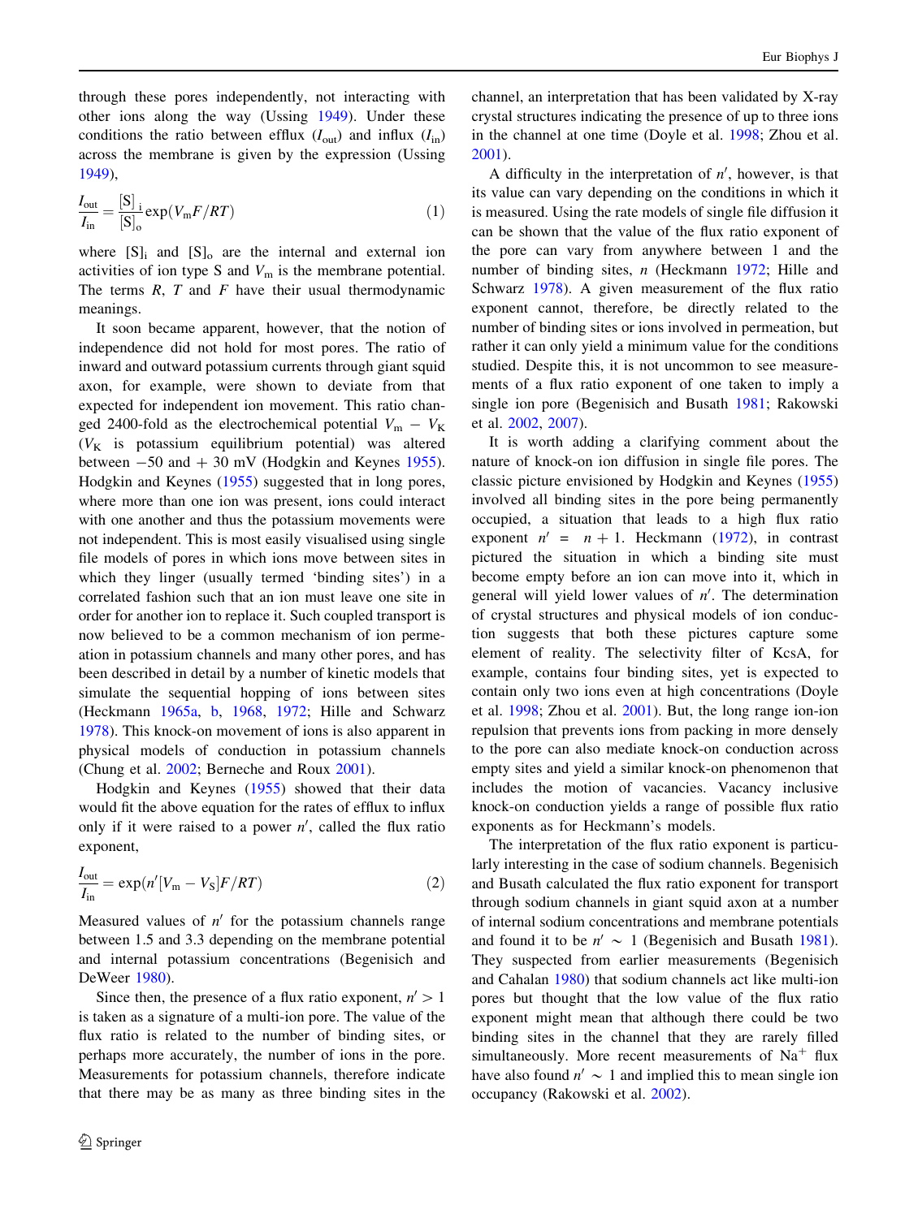through these pores independently, not interacting with other ions along the way (Ussing 1949). Under these conditions the ratio between efflux ($I_{out}$) and influx ($I_{in}$) across the membrane is given by the expression (Ussing 1949),

$$\frac{I_{out}}{I_{in}} = \frac{[S]_i}{[S]_o}\exp(V_m F/RT) \quad (1)$$

where $[S]_i$ and $[S]_o$ are the internal and external ion activities of ion type S and $V_m$ is the membrane potential. The terms $R$, $T$ and $F$ have their usual thermodynamic meanings.

It soon became apparent, however, that the notion of independence did not hold for most pores. The ratio of inward and outward potassium currents through giant squid axon, for example, were shown to deviate from that expected for independent ion movement. This ratio changed 2400-fold as the electrochemical potential $V_m - V_K$ ($V_K$ is potassium equilibrium potential) was altered between −50 and + 30 mV (Hodgkin and Keynes 1955). Hodgkin and Keynes (1955) suggested that in long pores, where more than one ion was present, ions could interact with one another and thus the potassium movements were not independent. This is most easily visualised using single file models of pores in which ions move between sites in which they linger (usually termed 'binding sites') in a correlated fashion such that an ion must leave one site in order for another ion to replace it. Such coupled transport is now believed to be a common mechanism of ion permeation in potassium channels and many other pores, and has been described in detail by a number of kinetic models that simulate the sequential hopping of ions between sites (Heckmann 1965a, b, 1968, 1972; Hille and Schwarz 1978). This knock-on movement of ions is also apparent in physical models of conduction in potassium channels (Chung et al. 2002; Berneche and Roux 2001).

Hodgkin and Keynes (1955) showed that their data would fit the above equation for the rates of efflux to influx only if it were raised to a power $n'$, called the flux ratio exponent,

$$\frac{I_{out}}{I_{in}} = \exp(n'[V_m - V_S]F/RT) \quad (2)$$

Measured values of $n'$ for the potassium channels range between 1.5 and 3.3 depending on the membrane potential and internal potassium concentrations (Begenisich and DeWeer 1980).

Since then, the presence of a flux ratio exponent, $n' > 1$ is taken as a signature of a multi-ion pore. The value of the flux ratio is related to the number of binding sites, or perhaps more accurately, the number of ions in the pore. Measurements for potassium channels, therefore indicate that there may be as many as three binding sites in the channel, an interpretation that has been validated by X-ray crystal structures indicating the presence of up to three ions in the channel at one time (Doyle et al. 1998; Zhou et al. 2001).

A difficulty in the interpretation of $n'$, however, is that its value can vary depending on the conditions in which it is measured. Using the rate models of single file diffusion it can be shown that the value of the flux ratio exponent of the pore can vary from anywhere between 1 and the number of binding sites, $n$ (Heckmann 1972; Hille and Schwarz 1978). A given measurement of the flux ratio exponent cannot, therefore, be directly related to the number of binding sites or ions involved in permeation, but rather it can only yield a minimum value for the conditions studied. Despite this, it is not uncommon to see measurements of a flux ratio exponent of one taken to imply a single ion pore (Begenisich and Busath 1981; Rakowski et al. 2002, 2007).

It is worth adding a clarifying comment about the nature of knock-on ion diffusion in single file pores. The classic picture envisioned by Hodgkin and Keynes (1955) involved all binding sites in the pore being permanently occupied, a situation that leads to a high flux ratio exponent $n' = n + 1$. Heckmann (1972), in contrast pictured the situation in which a binding site must become empty before an ion can move into it, which in general will yield lower values of $n'$. The determination of crystal structures and physical models of ion conduction suggests that both these pictures capture some element of reality. The selectivity filter of KcsA, for example, contains four binding sites, yet is expected to contain only two ions even at high concentrations (Doyle et al. 1998; Zhou et al. 2001). But, the long range ion-ion repulsion that prevents ions from packing in more densely to the pore can also mediate knock-on conduction across empty sites and yield a similar knock-on phenomenon that includes the motion of vacancies. Vacancy inclusive knock-on conduction yields a range of possible flux ratio exponents as for Heckmann's models.

The interpretation of the flux ratio exponent is particularly interesting in the case of sodium channels. Begenisich and Busath calculated the flux ratio exponent for transport through sodium channels in giant squid axon at a number of internal sodium concentrations and membrane potentials and found it to be $n' \sim 1$ (Begenisich and Busath 1981). They suspected from earlier measurements (Begenisich and Cahalan 1980) that sodium channels act like multi-ion pores but thought that the low value of the flux ratio exponent might mean that although there could be two binding sites in the channel that they are rarely filled simultaneously. More recent measurements of $Na^+$ flux have also found $n' \sim 1$ and implied this to mean single ion occupancy (Rakowski et al. 2002).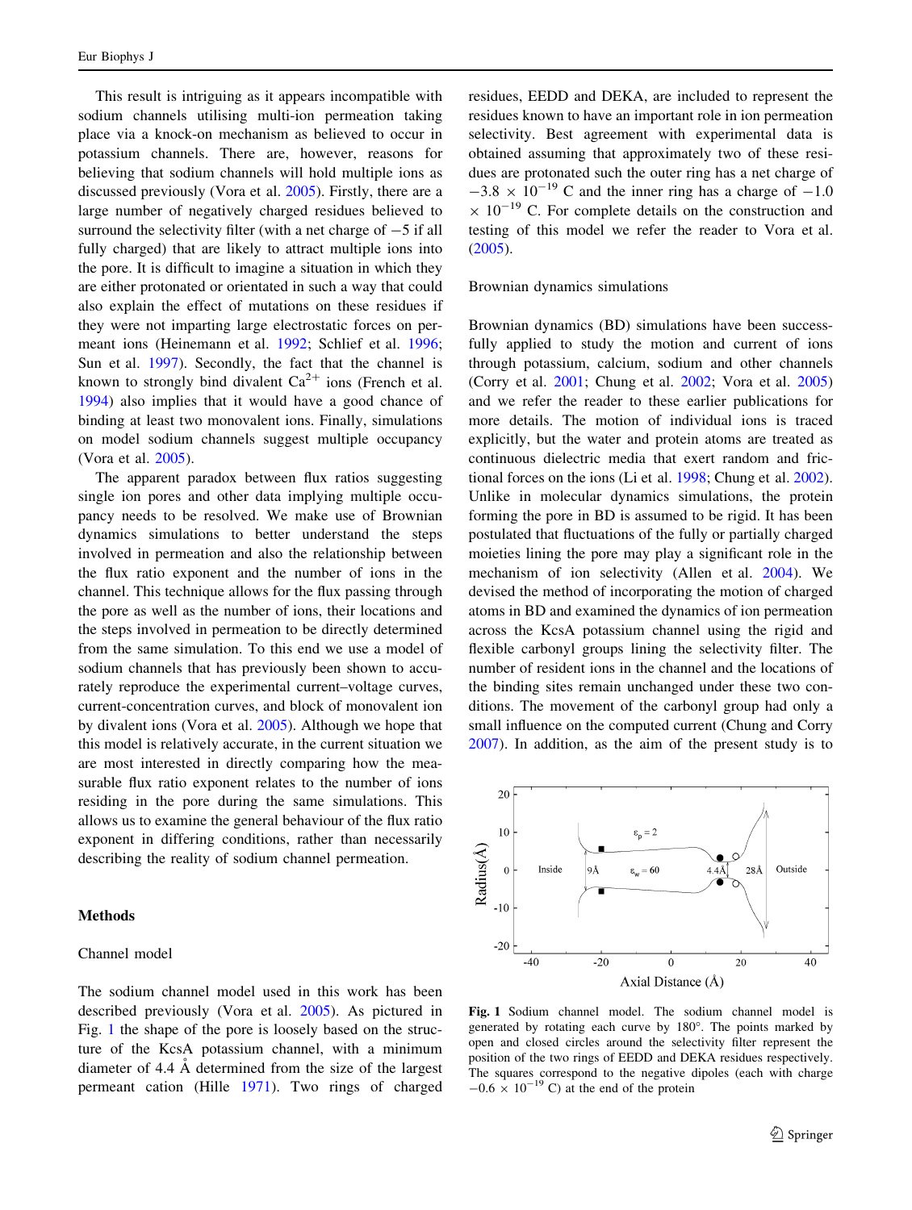This result is intriguing as it appears incompatible with sodium channels utilising multi-ion permeation taking place via a knock-on mechanism as believed to occur in potassium channels. There are, however, reasons for believing that sodium channels will hold multiple ions as discussed previously (Vora et al. 2005). Firstly, there are a large number of negatively charged residues believed to surround the selectivity filter (with a net charge of −5 if all fully charged) that are likely to attract multiple ions into the pore. It is difficult to imagine a situation in which they are either protonated or orientated in such a way that could also explain the effect of mutations on these residues if they were not imparting large electrostatic forces on permeant ions (Heinemann et al. 1992; Schlief et al. 1996; Sun et al. 1997). Secondly, the fact that the channel is known to strongly bind divalent $Ca^{2+}$ ions (French et al. 1994) also implies that it would have a good chance of binding at least two monovalent ions. Finally, simulations on model sodium channels suggest multiple occupancy (Vora et al. 2005).

The apparent paradox between flux ratios suggesting single ion pores and other data implying multiple occupancy needs to be resolved. We make use of Brownian dynamics simulations to better understand the steps involved in permeation and also the relationship between the flux ratio exponent and the number of ions in the channel. This technique allows for the flux passing through the pore as well as the number of ions, their locations and the steps involved in permeation to be directly determined from the same simulation. To this end we use a model of sodium channels that has previously been shown to accurately reproduce the experimental current–voltage curves, current-concentration curves, and block of monovalent ion by divalent ions (Vora et al. 2005). Although we hope that this model is relatively accurate, in the current situation we are most interested in directly comparing how the measurable flux ratio exponent relates to the number of ions residing in the pore during the same simulations. This allows us to examine the general behaviour of the flux ratio exponent in differing conditions, rather than necessarily describing the reality of sodium channel permeation.

## Methods

### Channel model

The sodium channel model used in this work has been described previously (Vora et al. 2005). As pictured in Fig. 1 the shape of the pore is loosely based on the structure of the KcsA potassium channel, with a minimum diameter of 4.4 Å determined from the size of the largest permeant cation (Hille 1971). Two rings of charged residues, EEDD and DEKA, are included to represent the residues known to have an important role in ion permeation selectivity. Best agreement with experimental data is obtained assuming that approximately two of these residues are protonated such the outer ring has a net charge of $-3.8 \times 10^{-19}$ C and the inner ring has a charge of $-1.0 \times 10^{-19}$ C. For complete details on the construction and testing of this model we refer the reader to Vora et al. (2005).

### Brownian dynamics simulations

Brownian dynamics (BD) simulations have been successfully applied to study the motion and current of ions through potassium, calcium, sodium and other channels (Corry et al. 2001; Chung et al. 2002; Vora et al. 2005) and we refer the reader to these earlier publications for more details. The motion of individual ions is traced explicitly, but the water and protein atoms are treated as continuous dielectric media that exert random and frictional forces on the ions (Li et al. 1998; Chung et al. 2002). Unlike in molecular dynamics simulations, the protein forming the pore in BD is assumed to be rigid. It has been postulated that fluctuations of the fully or partially charged moieties lining the pore may play a significant role in the mechanism of ion selectivity (Allen et al. 2004). We devised the method of incorporating the motion of charged atoms in BD and examined the dynamics of ion permeation across the KcsA potassium channel using the rigid and flexible carbonyl groups lining the selectivity filter. The number of resident ions in the channel and the locations of the binding sites remain unchanged under these two conditions. The movement of the carbonyl group had only a small influence on the computed current (Chung and Corry 2007). In addition, as the aim of the present study is to

**Fig. 1** Sodium channel model. The sodium channel model is generated by rotating each curve by 180°. The points marked by open and closed circles around the selectivity filter represent the position of the two rings of EEDD and DEKA residues respectively. The squares correspond to the negative dipoles (each with charge $-0.6 \times 10^{-19}$ C) at the end of the protein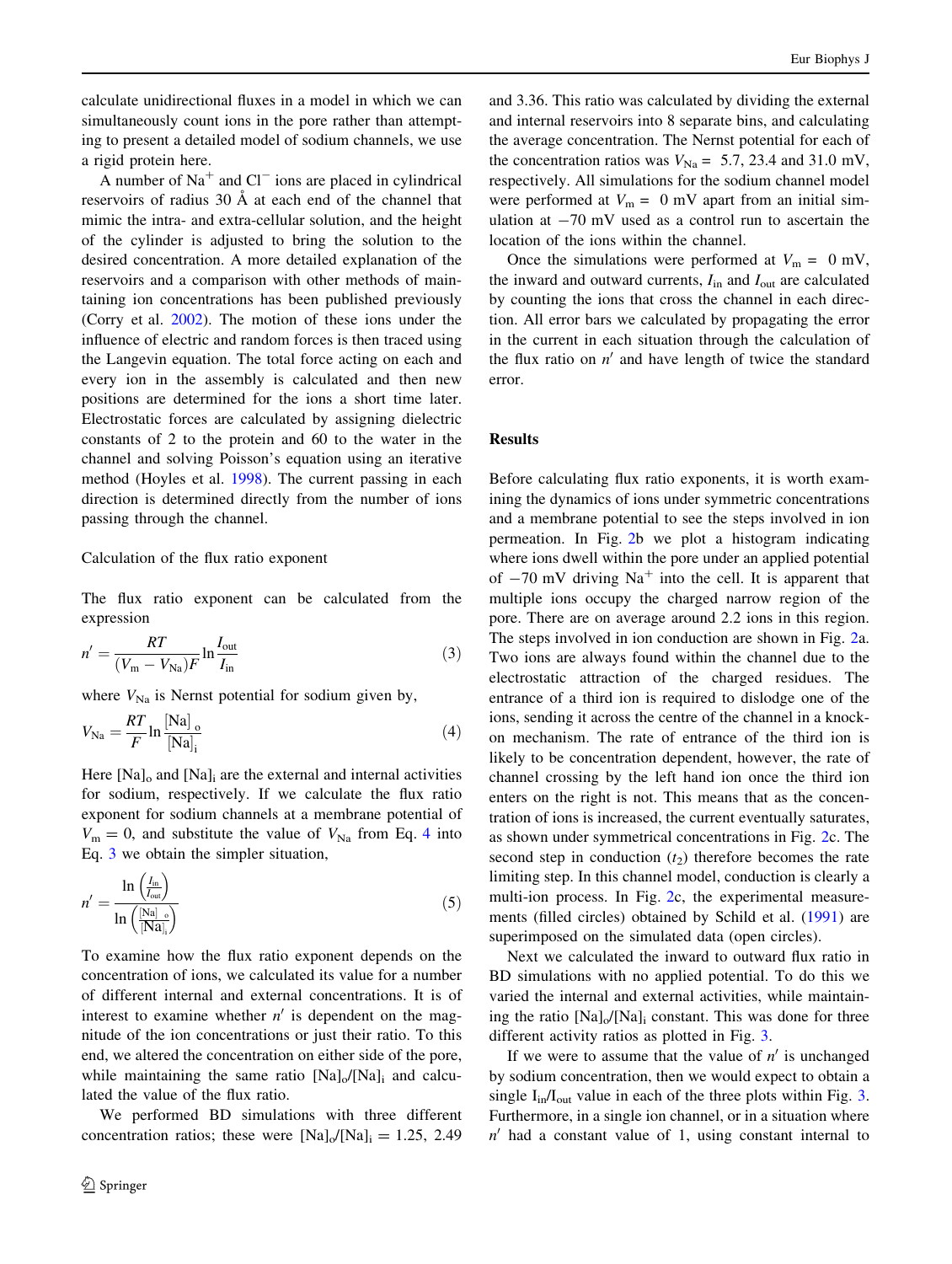calculate unidirectional fluxes in a model in which we can simultaneously count ions in the pore rather than attempting to present a detailed model of sodium channels, we use a rigid protein here.

A number of $Na^+$ and $Cl^-$ ions are placed in cylindrical reservoirs of radius 30 Å at each end of the channel that mimic the intra- and extra-cellular solution, and the height of the cylinder is adjusted to bring the solution to the desired concentration. A more detailed explanation of the reservoirs and a comparison with other methods of maintaining ion concentrations has been published previously (Corry et al. 2002). The motion of these ions under the influence of electric and random forces is then traced using the Langevin equation. The total force acting on each and every ion in the assembly is calculated and then new positions are determined for the ions a short time later. Electrostatic forces are calculated by assigning dielectric constants of 2 to the protein and 60 to the water in the channel and solving Poisson's equation using an iterative method (Hoyles et al. 1998). The current passing in each direction is determined directly from the number of ions passing through the channel.

### Calculation of the flux ratio exponent

The flux ratio exponent can be calculated from the expression

$$n' = \frac{RT}{(V_m - V_{Na})F} \ln \frac{I_{out}}{I_{in}} \tag{3}$$

where $V_{Na}$ is Nernst potential for sodium given by,

$$V_{Na} = \frac{RT}{F} \ln \frac{[Na]_o}{[Na]_i} \tag{4}$$

Here $[Na]_o$ and $[Na]_i$ are the external and internal activities for sodium, respectively. If we calculate the flux ratio exponent for sodium channels at a membrane potential of $V_m = 0$, and substitute the value of $V_{Na}$ from Eq. 4 into Eq. 3 we obtain the simpler situation,

$$n' = \frac{\ln\left(\frac{I_{in}}{I_{out}}\right)}{\ln\left(\frac{[Na]_o}{[Na]_i}\right)} \tag{5}$$

To examine how the flux ratio exponent depends on the concentration of ions, we calculated its value for a number of different internal and external concentrations. It is of interest to examine whether $n'$ is dependent on the magnitude of the ion concentrations or just their ratio. To this end, we altered the concentration on either side of the pore, while maintaining the same ratio $[Na]_o/[Na]_i$ and calculated the value of the flux ratio.

We performed BD simulations with three different concentration ratios; these were $[Na]_o/[Na]_i = 1.25$, 2.49 and 3.36. This ratio was calculated by dividing the external and internal reservoirs into 8 separate bins, and calculating the average concentration. The Nernst potential for each of the concentration ratios was $V_{Na} =$ 5.7, 23.4 and 31.0 mV, respectively. All simulations for the sodium channel model were performed at $V_m =$ 0 mV apart from an initial simulation at −70 mV used as a control run to ascertain the location of the ions within the channel.

Once the simulations were performed at $V_m =$ 0 mV, the inward and outward currents, $I_{in}$ and $I_{out}$ are calculated by counting the ions that cross the channel in each direction. All error bars we calculated by propagating the error in the current in each situation through the calculation of the flux ratio on $n'$ and have length of twice the standard error.

## Results

Before calculating flux ratio exponents, it is worth examining the dynamics of ions under symmetric concentrations and a membrane potential to see the steps involved in ion permeation. In Fig. 2b we plot a histogram indicating where ions dwell within the pore under an applied potential of −70 mV driving $Na^+$ into the cell. It is apparent that multiple ions occupy the charged narrow region of the pore. There are on average around 2.2 ions in this region. The steps involved in ion conduction are shown in Fig. 2a. Two ions are always found within the channel due to the electrostatic attraction of the charged residues. The entrance of a third ion is required to dislodge one of the ions, sending it across the centre of the channel in a knock-on mechanism. The rate of entrance of the third ion is likely to be concentration dependent, however, the rate of channel crossing by the left hand ion once the third ion enters on the right is not. This means that as the concentration of ions is increased, the current eventually saturates, as shown under symmetrical concentrations in Fig. 2c. The second step in conduction ($t_2$) therefore becomes the rate limiting step. In this channel model, conduction is clearly a multi-ion process. In Fig. 2c, the experimental measurements (filled circles) obtained by Schild et al. (1991) are superimposed on the simulated data (open circles).

Next we calculated the inward to outward flux ratio in BD simulations with no applied potential. To do this we varied the internal and external activities, while maintaining the ratio $[Na]_o/[Na]_i$ constant. This was done for three different activity ratios as plotted in Fig. 3.

If we were to assume that the value of $n'$ is unchanged by sodium concentration, then we would expect to obtain a single $I_{in}/I_{out}$ value in each of the three plots within Fig. 3. Furthermore, in a single ion channel, or in a situation where $n'$ had a constant value of 1, using constant internal to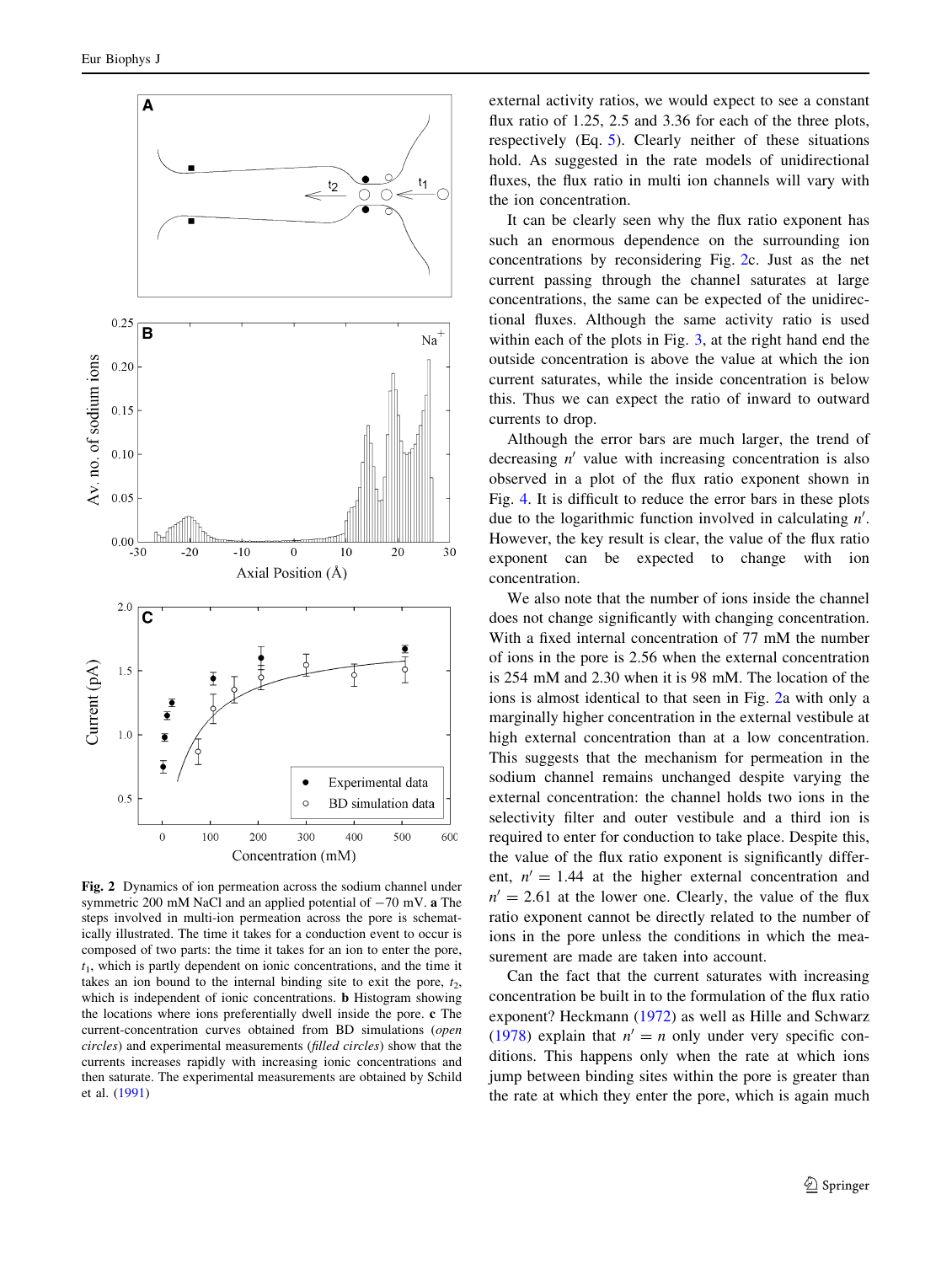**Fig. 2** Dynamics of ion permeation across the sodium channel under symmetric 200 mM NaCl and an applied potential of −70 mV. **a** The steps involved in multi-ion permeation across the pore is schematically illustrated. The time it takes for a conduction event to occur is composed of two parts: the time it takes for an ion to enter the pore, $t_1$, which is partly dependent on ionic concentrations, and the time it takes an ion bound to the internal binding site to exit the pore, $t_2$, which is independent of ionic concentrations. **b** Histogram showing the locations where ions preferentially dwell inside the pore. **c** The current-concentration curves obtained from BD simulations (*open circles*) and experimental measurements (*filled circles*) show that the currents increases rapidly with increasing ionic concentrations and then saturate. The experimental measurements are obtained by Schild et al. (1991)

external activity ratios, we would expect to see a constant flux ratio of 1.25, 2.5 and 3.36 for each of the three plots, respectively (Eq. 5). Clearly neither of these situations hold. As suggested in the rate models of unidirectional fluxes, the flux ratio in multi ion channels will vary with the ion concentration.

It can be clearly seen why the flux ratio exponent has such an enormous dependence on the surrounding ion concentrations by reconsidering Fig. 2c. Just as the net current passing through the channel saturates at large concentrations, the same can be expected of the unidirectional fluxes. Although the same activity ratio is used within each of the plots in Fig. 3, at the right hand end the outside concentration is above the value at which the ion current saturates, while the inside concentration is below this. Thus we can expect the ratio of inward to outward currents to drop.

Although the error bars are much larger, the trend of decreasing $n'$ value with increasing concentration is also observed in a plot of the flux ratio exponent shown in Fig. 4. It is difficult to reduce the error bars in these plots due to the logarithmic function involved in calculating $n'$. However, the key result is clear, the value of the flux ratio exponent can be expected to change with ion concentration.

We also note that the number of ions inside the channel does not change significantly with changing concentration. With a fixed internal concentration of 77 mM the number of ions in the pore is 2.56 when the external concentration is 254 mM and 2.30 when it is 98 mM. The location of the ions is almost identical to that seen in Fig. 2a with only a marginally higher concentration in the external vestibule at high external concentration than at a low concentration. This suggests that the mechanism for permeation in the sodium channel remains unchanged despite varying the external concentration: the channel holds two ions in the selectivity filter and outer vestibule and a third ion is required to enter for conduction to take place. Despite this, the value of the flux ratio exponent is significantly different, $n' = 1.44$ at the higher external concentration and $n' = 2.61$ at the lower one. Clearly, the value of the flux ratio exponent cannot be directly related to the number of ions in the pore unless the conditions in which the measurement are made are taken into account.

Can the fact that the current saturates with increasing concentration be built in to the formulation of the flux ratio exponent? Heckmann (1972) as well as Hille and Schwarz (1978) explain that $n' = n$ only under very specific conditions. This happens only when the rate at which ions jump between binding sites within the pore is greater than the rate at which they enter the pore, which is again much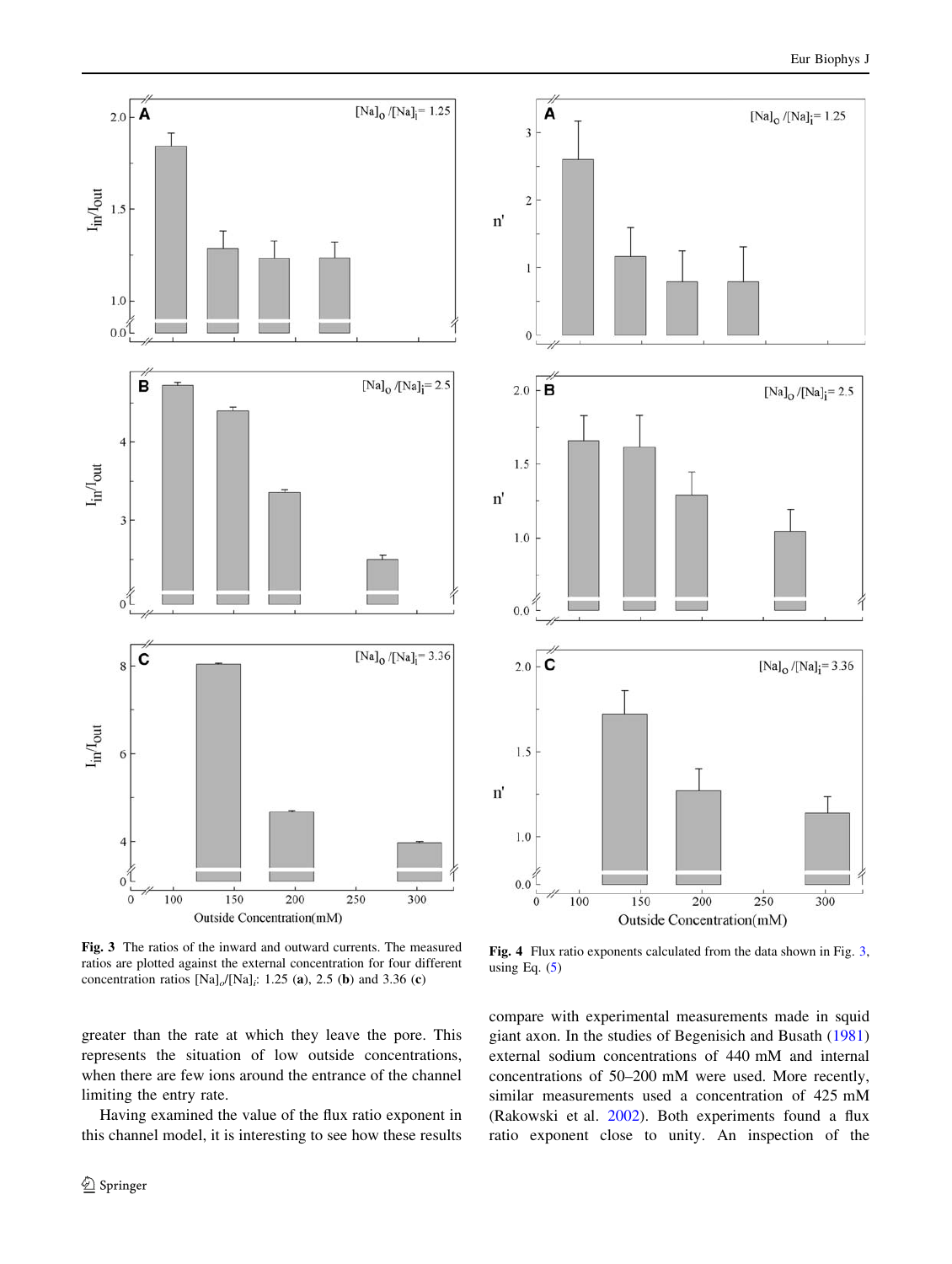**Fig. 3** The ratios of the inward and outward currents. The measured ratios are plotted against the external concentration for four different concentration ratios $[Na]_o/[Na]_i$: 1.25 (**a**), 2.5 (**b**) and 3.36 (**c**)

**Fig. 4** Flux ratio exponents calculated from the data shown in Fig. 3, using Eq. (5)

greater than the rate at which they leave the pore. This represents the situation of low outside concentrations, when there are few ions around the entrance of the channel limiting the entry rate.

Having examined the value of the flux ratio exponent in this channel model, it is interesting to see how these results compare with experimental measurements made in squid giant axon. In the studies of Begenisich and Busath (1981) external sodium concentrations of 440 mM and internal concentrations of 50–200 mM were used. More recently, similar measurements used a concentration of 425 mM (Rakowski et al. 2002). Both experiments found a flux ratio exponent close to unity. An inspection of the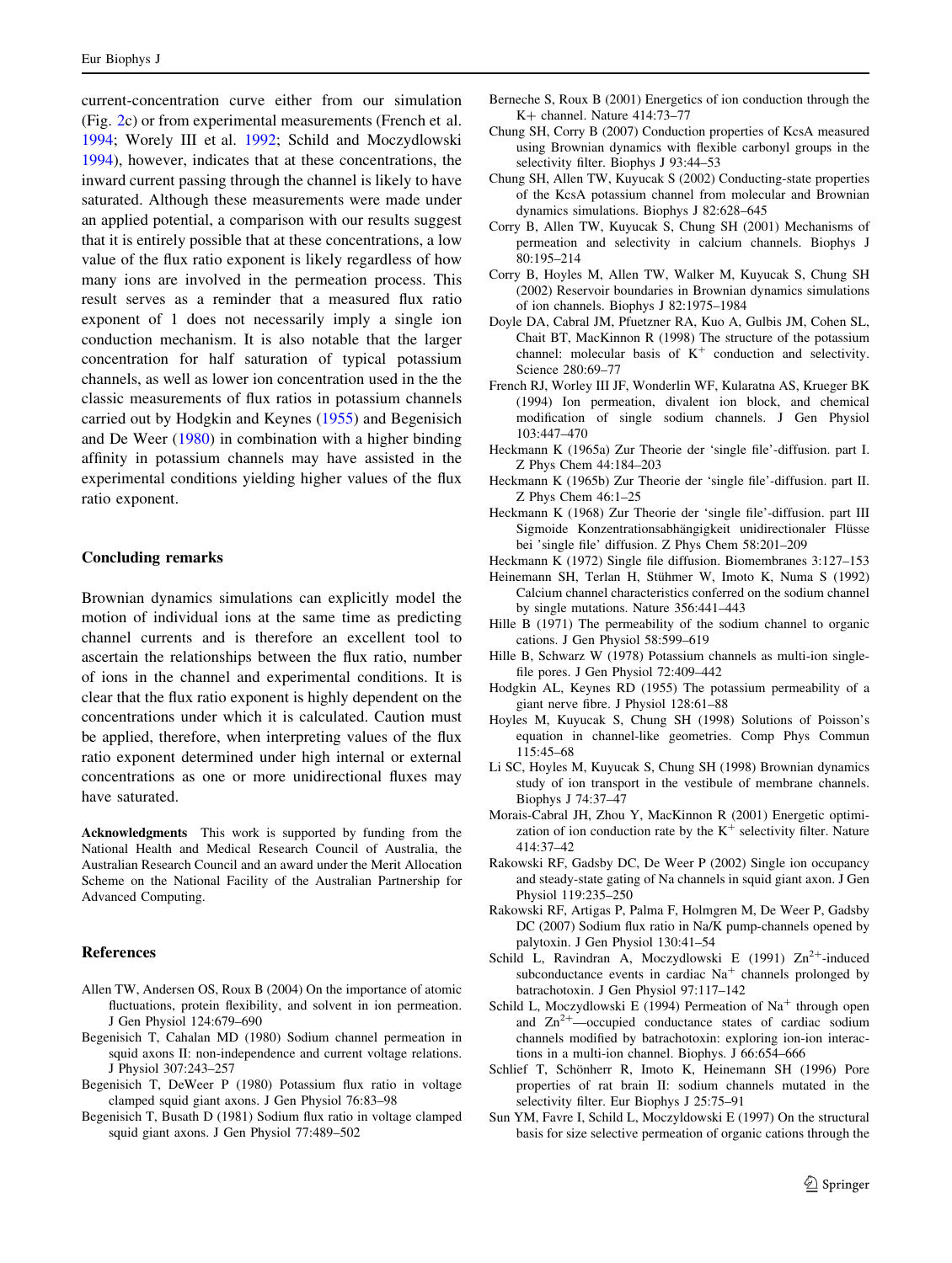current-concentration curve either from our simulation (Fig. 2c) or from experimental measurements (French et al. 1994; Worely III et al. 1992; Schild and Moczydlowski 1994), however, indicates that at these concentrations, the inward current passing through the channel is likely to have saturated. Although these measurements were made under an applied potential, a comparison with our results suggest that it is entirely possible that at these concentrations, a low value of the flux ratio exponent is likely regardless of how many ions are involved in the permeation process. This result serves as a reminder that a measured flux ratio exponent of 1 does not necessarily imply a single ion conduction mechanism. It is also notable that the larger concentration for half saturation of typical potassium channels, as well as lower ion concentration used in the the classic measurements of flux ratios in potassium channels carried out by Hodgkin and Keynes (1955) and Begenisich and De Weer (1980) in combination with a higher binding affinity in potassium channels may have assisted in the experimental conditions yielding higher values of the flux ratio exponent.

## Concluding remarks

Brownian dynamics simulations can explicitly model the motion of individual ions at the same time as predicting channel currents and is therefore an excellent tool to ascertain the relationships between the flux ratio, number of ions in the channel and experimental conditions. It is clear that the flux ratio exponent is highly dependent on the concentrations under which it is calculated. Caution must be applied, therefore, when interpreting values of the flux ratio exponent determined under high internal or external concentrations as one or more unidirectional fluxes may have saturated.

**Acknowledgments** This work is supported by funding from the National Health and Medical Research Council of Australia, the Australian Research Council and an award under the Merit Allocation Scheme on the National Facility of the Australian Partnership for Advanced Computing.

## References

Allen TW, Andersen OS, Roux B (2004) On the importance of atomic fluctuations, protein flexibility, and solvent in ion permeation. J Gen Physiol 124:679–690

Begenisich T, Cahalan MD (1980) Sodium channel permeation in squid axons II: non-independence and current voltage relations. J Physiol 307:243–257

Begenisich T, DeWeer P (1980) Potassium flux ratio in voltage clamped squid giant axons. J Gen Physiol 76:83–98

Begenisich T, Busath D (1981) Sodium flux ratio in voltage clamped squid giant axons. J Gen Physiol 77:489–502

Berneche S, Roux B (2001) Energetics of ion conduction through the K+ channel. Nature 414:73–77

Chung SH, Corry B (2007) Conduction properties of KcsA measured using Brownian dynamics with flexible carbonyl groups in the selectivity filter. Biophys J 93:44–53

Chung SH, Allen TW, Kuyucak S (2002) Conducting-state properties of the KcsA potassium channel from molecular and Brownian dynamics simulations. Biophys J 82:628–645

Corry B, Allen TW, Kuyucak S, Chung SH (2001) Mechanisms of permeation and selectivity in calcium channels. Biophys J 80:195–214

Corry B, Hoyles M, Allen TW, Walker M, Kuyucak S, Chung SH (2002) Reservoir boundaries in Brownian dynamics simulations of ion channels. Biophys J 82:1975–1984

Doyle DA, Cabral JM, Pfuetzner RA, Kuo A, Gulbis JM, Cohen SL, Chait BT, MacKinnon R (1998) The structure of the potassium channel: molecular basis of $K^+$ conduction and selectivity. Science 280:69–77

French RJ, Worley III JF, Wonderlin WF, Kularatna AS, Krueger BK (1994) Ion permeation, divalent ion block, and chemical modification of single sodium channels. J Gen Physiol 103:447–470

Heckmann K (1965a) Zur Theorie der 'single file'-diffusion. part I. Z Phys Chem 44:184–203

Heckmann K (1965b) Zur Theorie der 'single file'-diffusion. part II. Z Phys Chem 46:1–25

Heckmann K (1968) Zur Theorie der 'single file'-diffusion. part III Sigmoide Konzentrationsabhängigkeit unidirectionaler Flüsse bei 'single file' diffusion. Z Phys Chem 58:201–209

Heckmann K (1972) Single file diffusion. Biomembranes 3:127–153

Heinemann SH, Terlan H, Stühmer W, Imoto K, Numa S (1992) Calcium channel characteristics conferred on the sodium channel by single mutations. Nature 356:441–443

Hille B (1971) The permeability of the sodium channel to organic cations. J Gen Physiol 58:599–619

Hille B, Schwarz W (1978) Potassium channels as multi-ion single-file pores. J Gen Physiol 72:409–442

Hodgkin AL, Keynes RD (1955) The potassium permeability of a giant nerve fibre. J Physiol 128:61–88

Hoyles M, Kuyucak S, Chung SH (1998) Solutions of Poisson's equation in channel-like geometries. Comp Phys Commun 115:45–68

Li SC, Hoyles M, Kuyucak S, Chung SH (1998) Brownian dynamics study of ion transport in the vestibule of membrane channels. Biophys J 74:37–47

Morais-Cabral JH, Zhou Y, MacKinnon R (2001) Energetic optimization of ion conduction rate by the $K^+$ selectivity filter. Nature 414:37–42

Rakowski RF, Gadsby DC, De Weer P (2002) Single ion occupancy and steady-state gating of Na channels in squid giant axon. J Gen Physiol 119:235–250

Rakowski RF, Artigas P, Palma F, Holmgren M, De Weer P, Gadsby DC (2007) Sodium flux ratio in Na/K pump-channels opened by palytoxin. J Gen Physiol 130:41–54

Schild L, Ravindran A, Moczydlowski E (1991) $Zn^{2+}$-induced subconductance events in cardiac $Na^+$ channels prolonged by batrachotoxin. J Gen Physiol 97:117–142

Schild L, Moczydlowski E (1994) Permeation of $Na^+$ through open and $Zn^{2+}$—occupied conductance states of cardiac sodium channels modified by batrachotoxin: exploring ion-ion interactions in a multi-ion channel. Biophys. J 66:654–666

Schlief T, Schönherr R, Imoto K, Heinemann SH (1996) Pore properties of rat brain II: sodium channels mutated in the selectivity filter. Eur Biophys J 25:75–91

Sun YM, Favre I, Schild L, Moczyldowski E (1997) On the structural basis for size selective permeation of organic cations through the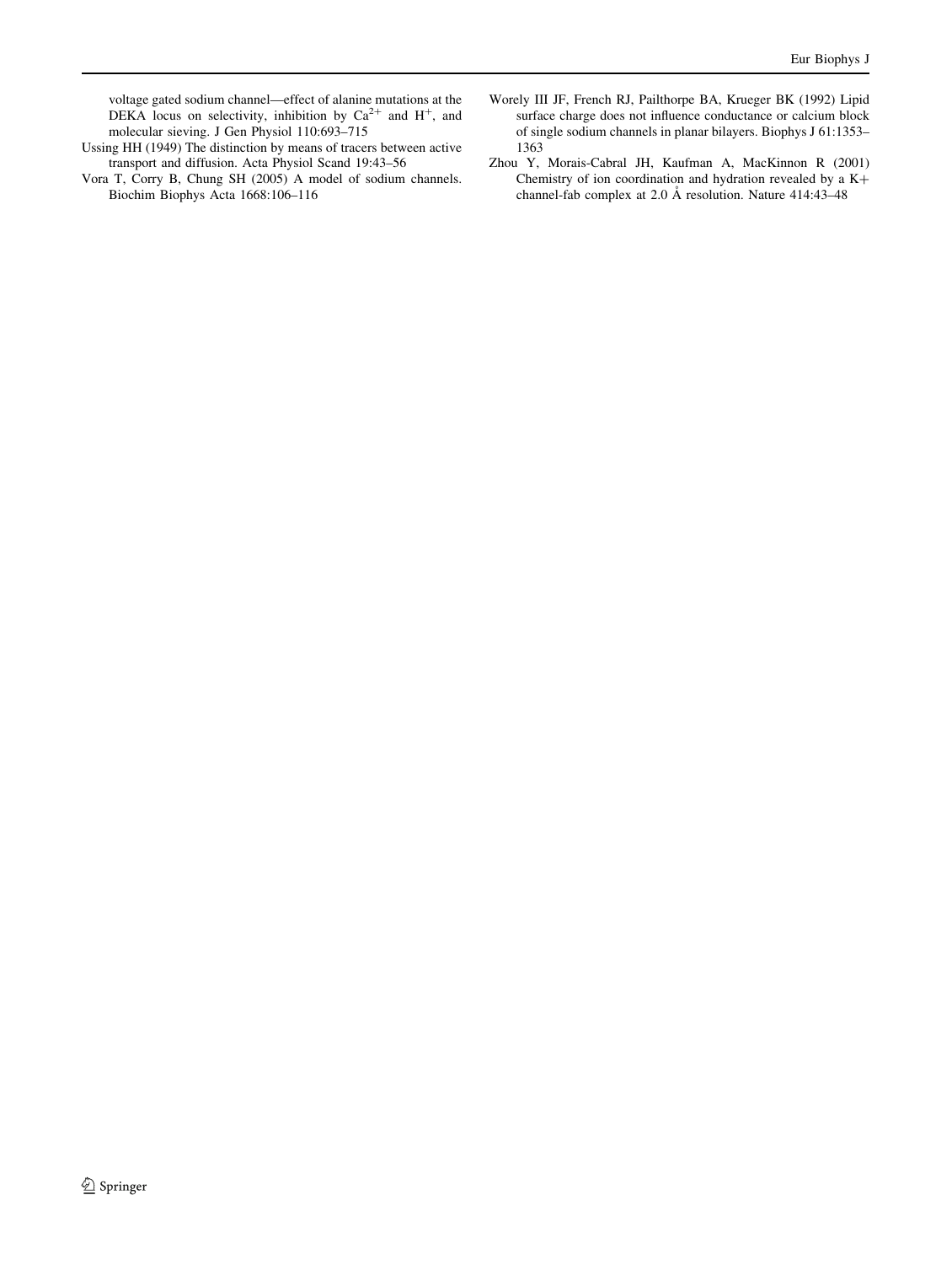voltage gated sodium channel—effect of alanine mutations at the DEKA locus on selectivity, inhibition by $Ca^{2+}$ and $H^{+}$, and molecular sieving. J Gen Physiol 110:693–715

Ussing HH (1949) The distinction by means of tracers between active transport and diffusion. Acta Physiol Scand 19:43–56

Vora T, Corry B, Chung SH (2005) A model of sodium channels. Biochim Biophys Acta 1668:106–116

Worely III JF, French RJ, Pailthorpe BA, Krueger BK (1992) Lipid surface charge does not influence conductance or calcium block of single sodium channels in planar bilayers. Biophys J 61:1353–1363

Zhou Y, Morais-Cabral JH, Kaufman A, MacKinnon R (2001) Chemistry of ion coordination and hydration revealed by a K+ channel-fab complex at 2.0 Å resolution. Nature 414:43–48